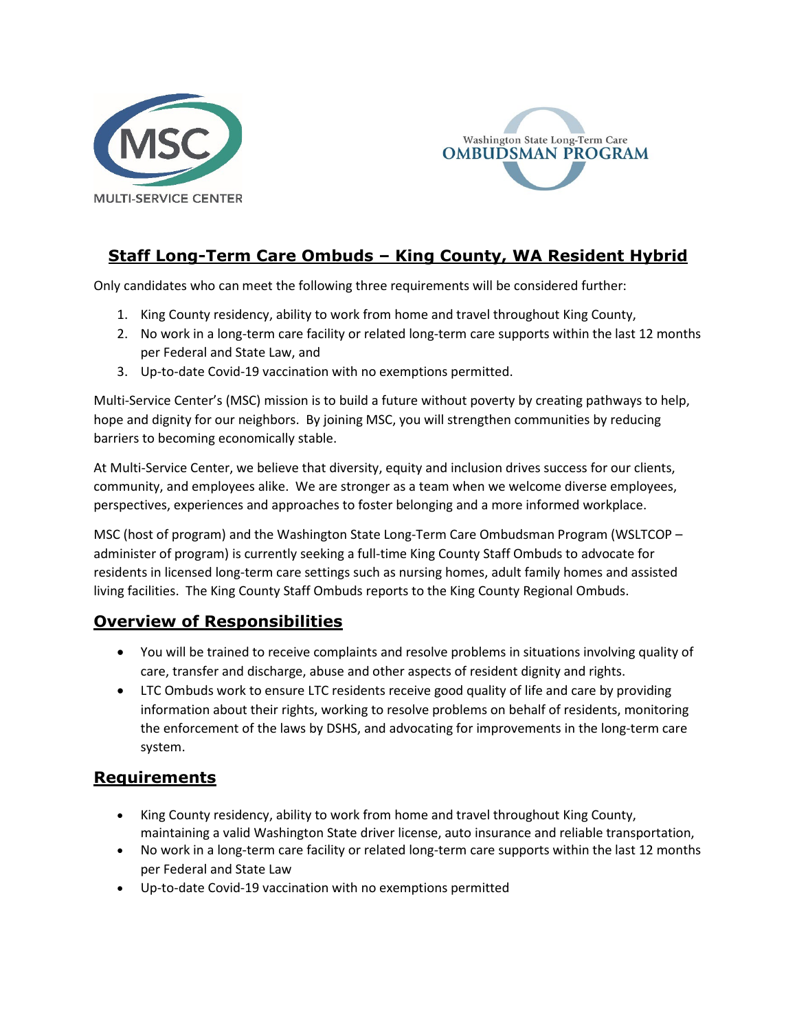MSC
MULTI-SERVICE CENTER

Washington State Long-Term Care
OMBUDSMAN PROGRAM

# Staff Long-Term Care Ombuds – King County, WA Resident Hybrid

Only candidates who can meet the following three requirements will be considered further:

1. King County residency, ability to work from home and travel throughout King County,
2. No work in a long-term care facility or related long-term care supports within the last 12 months per Federal and State Law, and
3. Up-to-date Covid-19 vaccination with no exemptions permitted.

Multi-Service Center's (MSC) mission is to build a future without poverty by creating pathways to help, hope and dignity for our neighbors. By joining MSC, you will strengthen communities by reducing barriers to becoming economically stable.

At Multi-Service Center, we believe that diversity, equity and inclusion drives success for our clients, community, and employees alike. We are stronger as a team when we welcome diverse employees, perspectives, experiences and approaches to foster belonging and a more informed workplace.

MSC (host of program) and the Washington State Long-Term Care Ombudsman Program (WSLTCOP – administer of program) is currently seeking a full-time King County Staff Ombuds to advocate for residents in licensed long-term care settings such as nursing homes, adult family homes and assisted living facilities. The King County Staff Ombuds reports to the King County Regional Ombuds.

## Overview of Responsibilities

- You will be trained to receive complaints and resolve problems in situations involving quality of care, transfer and discharge, abuse and other aspects of resident dignity and rights.
- LTC Ombuds work to ensure LTC residents receive good quality of life and care by providing information about their rights, working to resolve problems on behalf of residents, monitoring the enforcement of the laws by DSHS, and advocating for improvements in the long-term care system.

## Requirements

- King County residency, ability to work from home and travel throughout King County, maintaining a valid Washington State driver license, auto insurance and reliable transportation,
- No work in a long-term care facility or related long-term care supports within the last 12 months per Federal and State Law
- Up-to-date Covid-19 vaccination with no exemptions permitted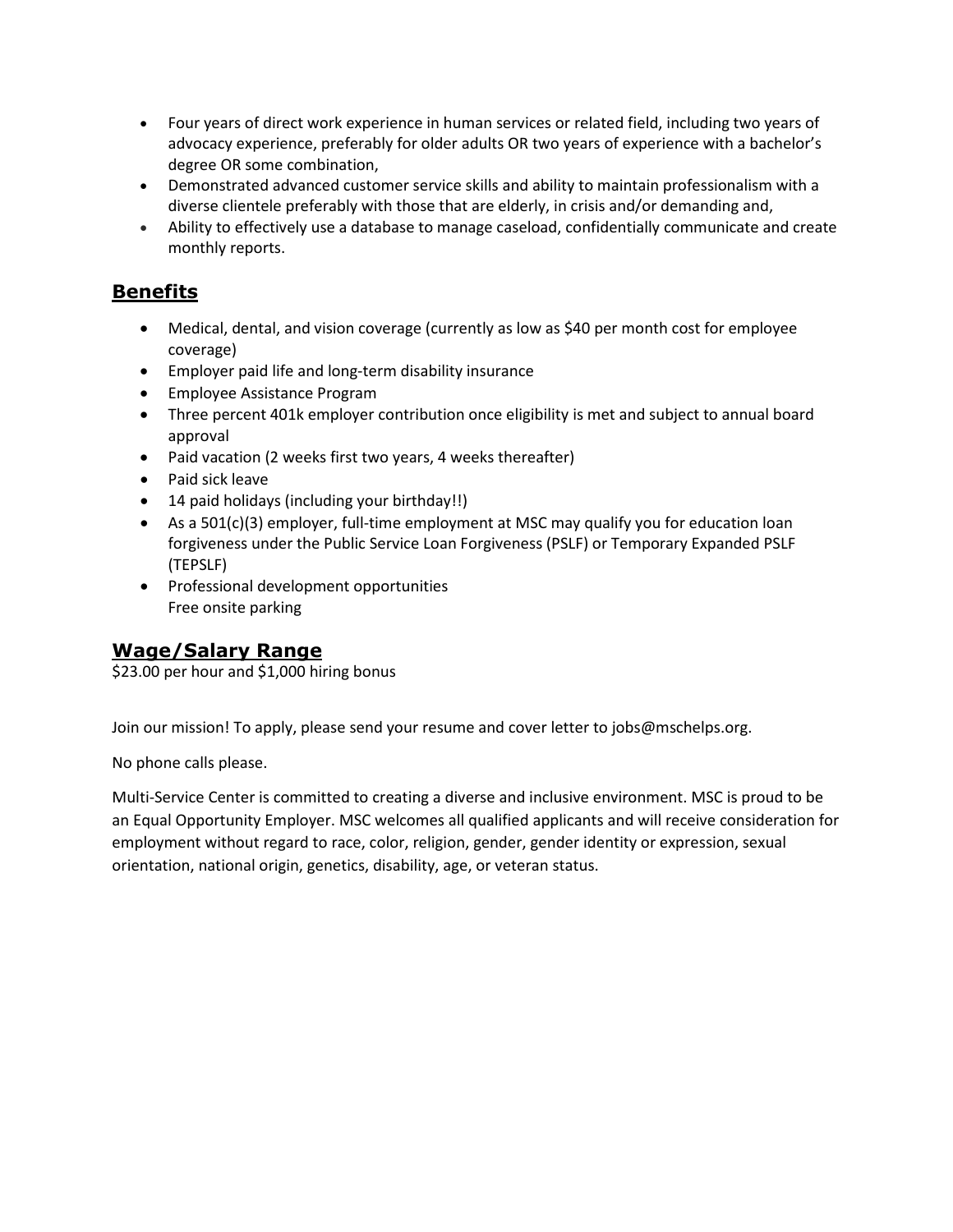- Four years of direct work experience in human services or related field, including two years of advocacy experience, preferably for older adults OR two years of experience with a bachelor's degree OR some combination,
- Demonstrated advanced customer service skills and ability to maintain professionalism with a diverse clientele preferably with those that are elderly, in crisis and/or demanding and,
- Ability to effectively use a database to manage caseload, confidentially communicate and create monthly reports.

## Benefits

- Medical, dental, and vision coverage (currently as low as $40 per month cost for employee coverage)
- Employer paid life and long-term disability insurance
- Employee Assistance Program
- Three percent 401k employer contribution once eligibility is met and subject to annual board approval
- Paid vacation (2 weeks first two years, 4 weeks thereafter)
- Paid sick leave
- 14 paid holidays (including your birthday!!)
- As a 501(c)(3) employer, full-time employment at MSC may qualify you for education loan forgiveness under the Public Service Loan Forgiveness (PSLF) or Temporary Expanded PSLF (TEPSLF)
- Professional development opportunities
  Free onsite parking

## Wage/Salary Range

$23.00 per hour and $1,000 hiring bonus

Join our mission! To apply, please send your resume and cover letter to jobs@mschelps.org.

No phone calls please.

Multi-Service Center is committed to creating a diverse and inclusive environment. MSC is proud to be an Equal Opportunity Employer. MSC welcomes all qualified applicants and will receive consideration for employment without regard to race, color, religion, gender, gender identity or expression, sexual orientation, national origin, genetics, disability, age, or veteran status.